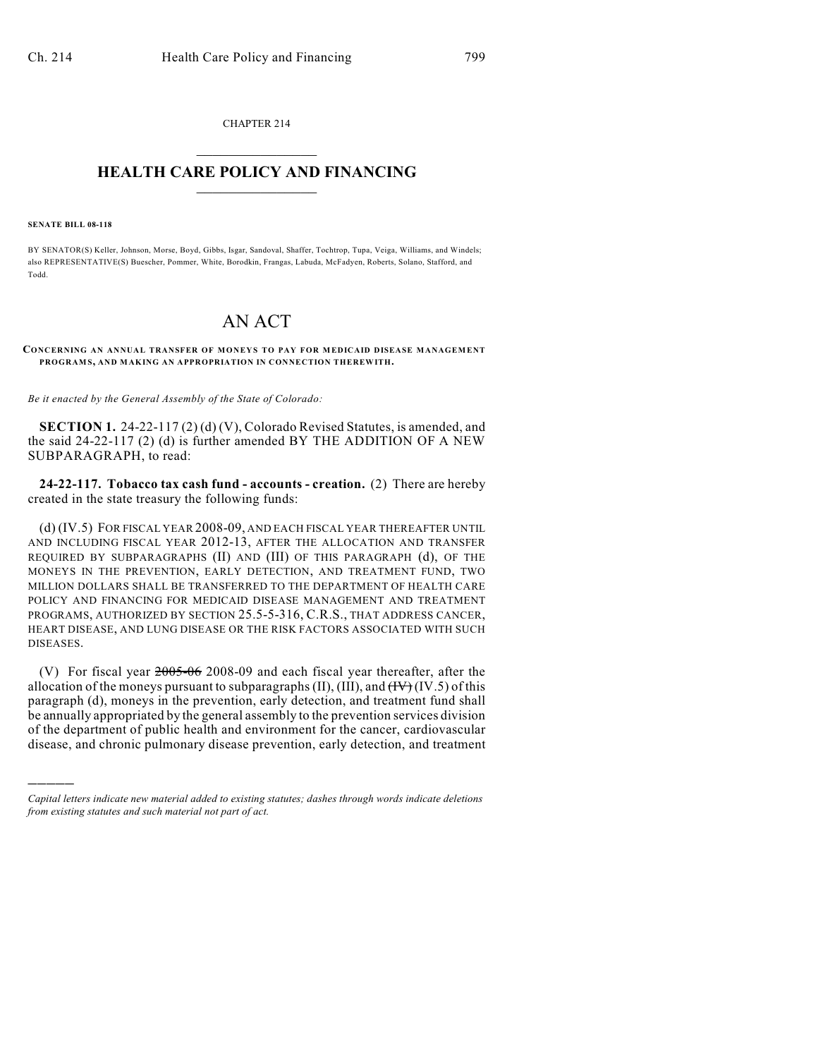CHAPTER 214

# HEALTH CARE POLICY AND FINANCING

**SENATE BILL 08-118**

BY SENATOR(S) Keller, Johnson, Morse, Boyd, Gibbs, Isgar, Sandoval, Shaffer, Tochtrop, Tupa, Veiga, Williams, and Windels; also REPRESENTATIVE(S) Buescher, Pommer, White, Borodkin, Frangas, Labuda, McFadyen, Roberts, Solano, Stafford, and Todd.

# AN ACT

**CONCERNING AN ANNUAL TRANSFER OF MONEYS TO PAY FOR MEDICAID DISEASE MANAGEMENT PROGRAMS, AND MAKING AN APPROPRIATION IN CONNECTION THEREWITH.**

*Be it enacted by the General Assembly of the State of Colorado:*

**SECTION 1.** 24-22-117 (2) (d) (V), Colorado Revised Statutes, is amended, and the said 24-22-117 (2) (d) is further amended BY THE ADDITION OF A NEW SUBPARAGRAPH, to read:

**24-22-117. Tobacco tax cash fund - accounts - creation.** (2) There are hereby created in the state treasury the following funds:

(d) (IV.5) FOR FISCAL YEAR 2008-09, AND EACH FISCAL YEAR THEREAFTER UNTIL AND INCLUDING FISCAL YEAR 2012-13, AFTER THE ALLOCATION AND TRANSFER REQUIRED BY SUBPARAGRAPHS (II) AND (III) OF THIS PARAGRAPH (d), OF THE MONEYS IN THE PREVENTION, EARLY DETECTION, AND TREATMENT FUND, TWO MILLION DOLLARS SHALL BE TRANSFERRED TO THE DEPARTMENT OF HEALTH CARE POLICY AND FINANCING FOR MEDICAID DISEASE MANAGEMENT AND TREATMENT PROGRAMS, AUTHORIZED BY SECTION 25.5-5-316, C.R.S., THAT ADDRESS CANCER, HEART DISEASE, AND LUNG DISEASE OR THE RISK FACTORS ASSOCIATED WITH SUCH DISEASES.

(V) For fiscal year ~~2005-06~~ 2008-09 and each fiscal year thereafter, after the allocation of the moneys pursuant to subparagraphs (II), (III), and ~~(IV)~~ (IV.5) of this paragraph (d), moneys in the prevention, early detection, and treatment fund shall be annually appropriated by the general assembly to the prevention services division of the department of public health and environment for the cancer, cardiovascular disease, and chronic pulmonary disease prevention, early detection, and treatment

---

*Capital letters indicate new material added to existing statutes; dashes through words indicate deletions from existing statutes and such material not part of act.*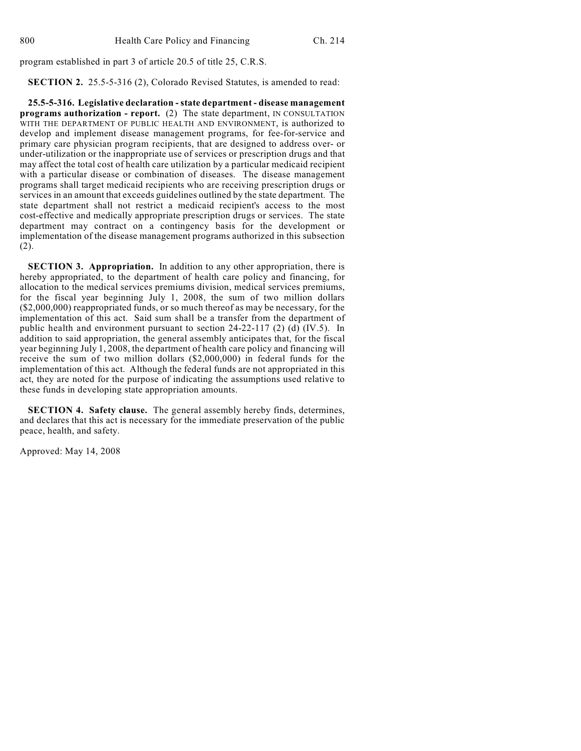program established in part 3 of article 20.5 of title 25, C.R.S.

**SECTION 2.** 25.5-5-316 (2), Colorado Revised Statutes, is amended to read:

**25.5-5-316. Legislative declaration - state department - disease management programs authorization - report.** (2) The state department, IN CONSULTATION WITH THE DEPARTMENT OF PUBLIC HEALTH AND ENVIRONMENT, is authorized to develop and implement disease management programs, for fee-for-service and primary care physician program recipients, that are designed to address over- or under-utilization or the inappropriate use of services or prescription drugs and that may affect the total cost of health care utilization by a particular medicaid recipient with a particular disease or combination of diseases. The disease management programs shall target medicaid recipients who are receiving prescription drugs or services in an amount that exceeds guidelines outlined by the state department. The state department shall not restrict a medicaid recipient's access to the most cost-effective and medically appropriate prescription drugs or services. The state department may contract on a contingency basis for the development or implementation of the disease management programs authorized in this subsection (2).

**SECTION 3. Appropriation.** In addition to any other appropriation, there is hereby appropriated, to the department of health care policy and financing, for allocation to the medical services premiums division, medical services premiums, for the fiscal year beginning July 1, 2008, the sum of two million dollars ($2,000,000) reappropriated funds, or so much thereof as may be necessary, for the implementation of this act. Said sum shall be a transfer from the department of public health and environment pursuant to section 24-22-117 (2) (d) (IV.5). In addition to said appropriation, the general assembly anticipates that, for the fiscal year beginning July 1, 2008, the department of health care policy and financing will receive the sum of two million dollars ($2,000,000) in federal funds for the implementation of this act. Although the federal funds are not appropriated in this act, they are noted for the purpose of indicating the assumptions used relative to these funds in developing state appropriation amounts.

**SECTION 4. Safety clause.** The general assembly hereby finds, determines, and declares that this act is necessary for the immediate preservation of the public peace, health, and safety.

Approved: May 14, 2008